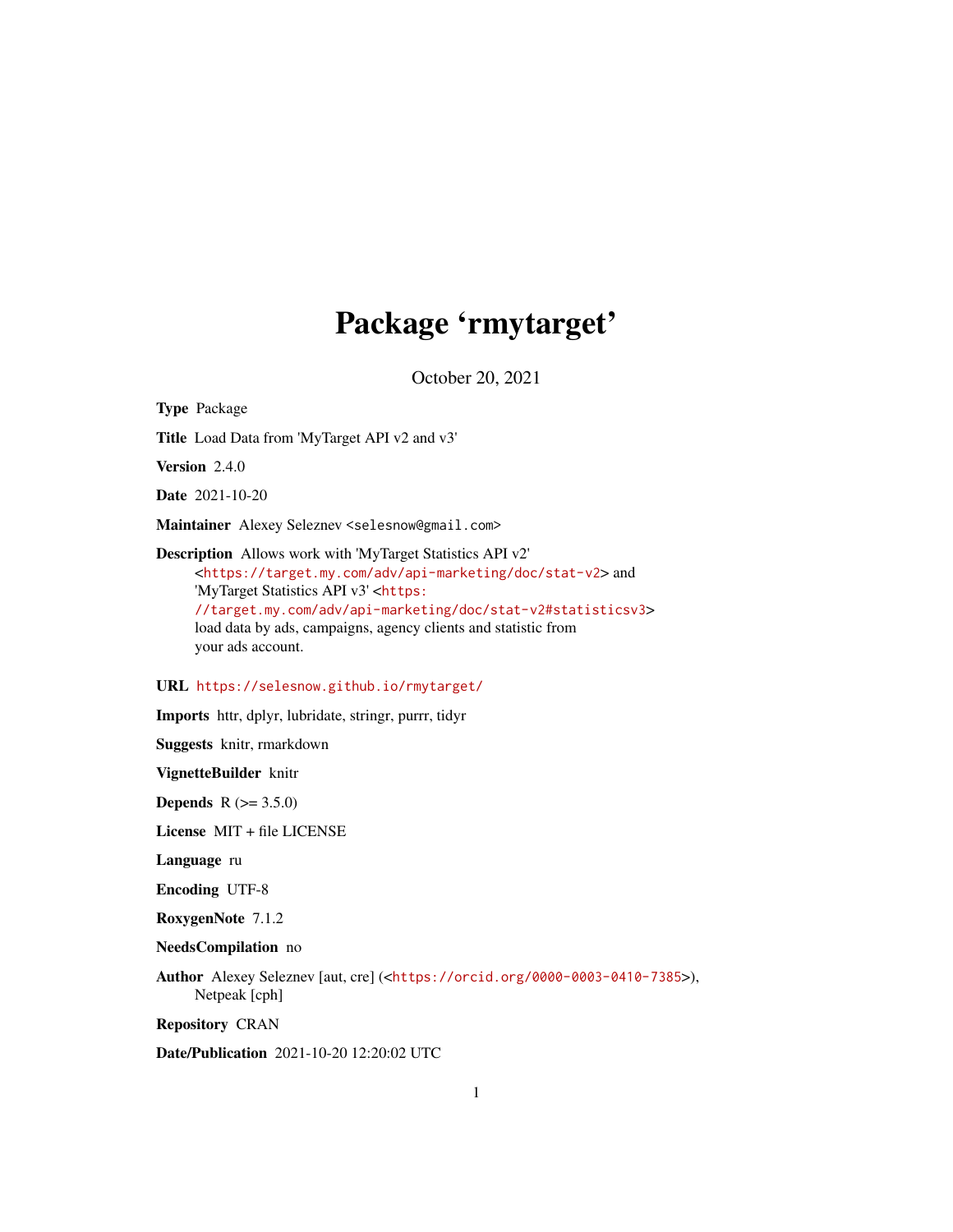# Package 'rmytarget'

October 20, 2021

**Type** Package

**Title** Load Data from 'MyTarget API v2 and v3'

**Version** 2.4.0

**Date** 2021-10-20

**Maintainer** Alexey Seleznev <selesnow@gmail.com>

**Description** Allows work with 'MyTarget Statistics API v2' <https://target.my.com/adv/api-marketing/doc/stat-v2> and 'MyTarget Statistics API v3' <https://target.my.com/adv/api-marketing/doc/stat-v2#statisticsv3> load data by ads, campaigns, agency clients and statistic from your ads account.

**URL** https://selesnow.github.io/rmytarget/

**Imports** httr, dplyr, lubridate, stringr, purrr, tidyr

**Suggests** knitr, rmarkdown

**VignetteBuilder** knitr

**Depends** R (>= 3.5.0)

**License** MIT + file LICENSE

**Language** ru

**Encoding** UTF-8

**RoxygenNote** 7.1.2

**NeedsCompilation** no

**Author** Alexey Seleznev [aut, cre] (<https://orcid.org/0000-0003-0410-7385>), Netpeak [cph]

**Repository** CRAN

**Date/Publication** 2021-10-20 12:20:02 UTC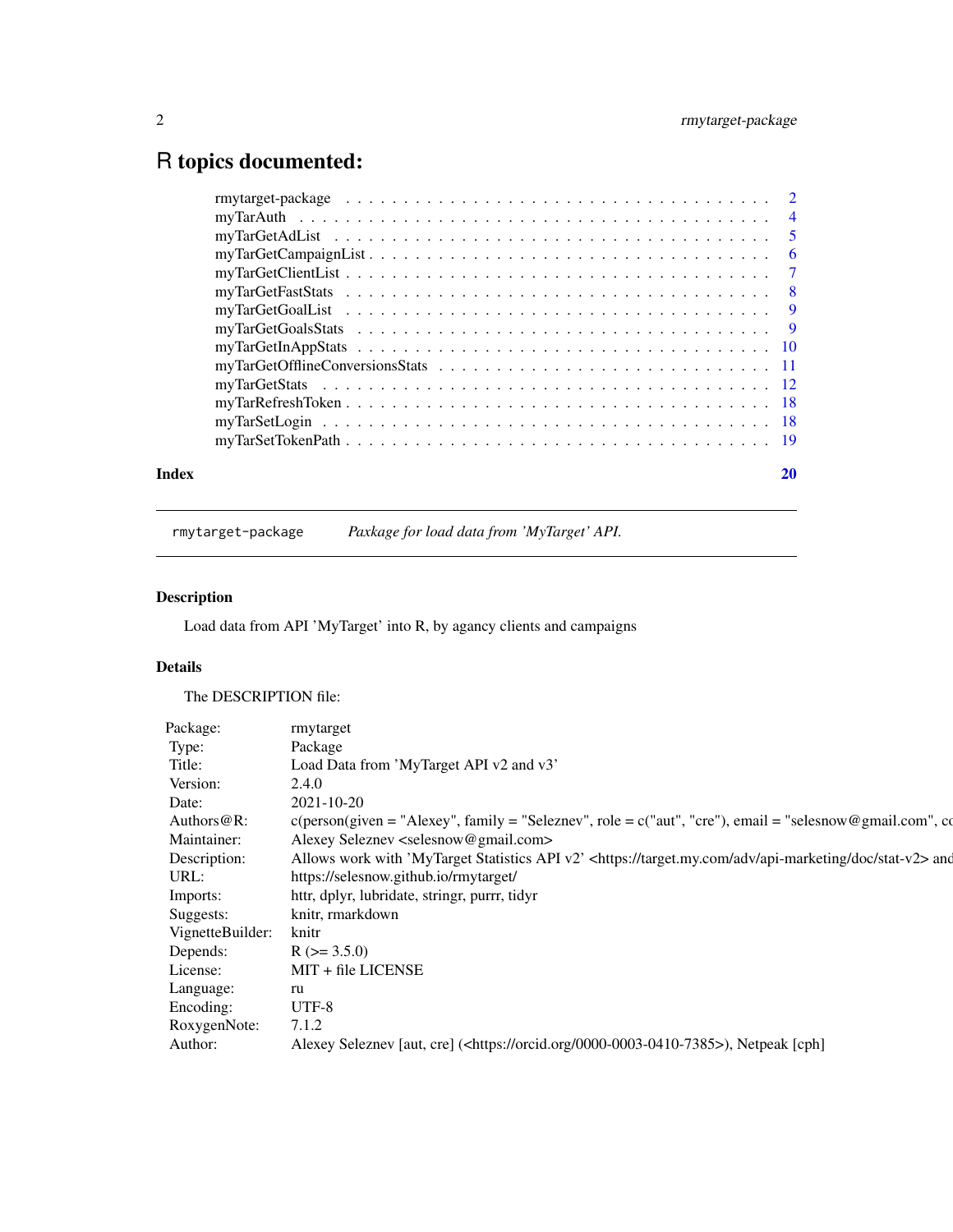# R topics documented:

| | |
|---|---|
| rmytarget-package | 2 |
| myTarAuth | 4 |
| myTarGetAdList | 5 |
| myTarGetCampaignList | 6 |
| myTarGetClientList | 7 |
| myTarGetFastStats | 8 |
| myTarGetGoalList | 9 |
| myTarGetGoalsStats | 9 |
| myTarGetInAppStats | 10 |
| myTarGetOfflineConversionsStats | 11 |
| myTarGetStats | 12 |
| myTarRefreshToken | 18 |
| myTarSetLogin | 18 |
| myTarSetTokenPath | 19 |

**Index** **20**

---

`rmytarget-package` *Paxkage for load data from 'MyTarget' API.*

---

## Description

Load data from API 'MyTarget' into R, by agancy clients and campaigns

## Details

The DESCRIPTION file:

| | |
|---|---|
| Package: | rmytarget |
| Type: | Package |
| Title: | Load Data from 'MyTarget API v2 and v3' |
| Version: | 2.4.0 |
| Date: | 2021-10-20 |
| Authors@R: | c(person(given = "Alexey", family = "Seleznev", role = c("aut", "cre"), email = "selesnow@gmail.com", co |
| Maintainer: | Alexey Seleznev <selesnow@gmail.com> |
| Description: | Allows work with 'MyTarget Statistics API v2' <https://target.my.com/adv/api-marketing/doc/stat-v2> and |
| URL: | https://selesnow.github.io/rmytarget/ |
| Imports: | httr, dplyr, lubridate, stringr, purrr, tidyr |
| Suggests: | knitr, rmarkdown |
| VignetteBuilder: | knitr |
| Depends: | R (>= 3.5.0) |
| License: | MIT + file LICENSE |
| Language: | ru |
| Encoding: | UTF-8 |
| RoxygenNote: | 7.1.2 |
| Author: | Alexey Seleznev [aut, cre] (<https://orcid.org/0000-0003-0410-7385>), Netpeak [cph] |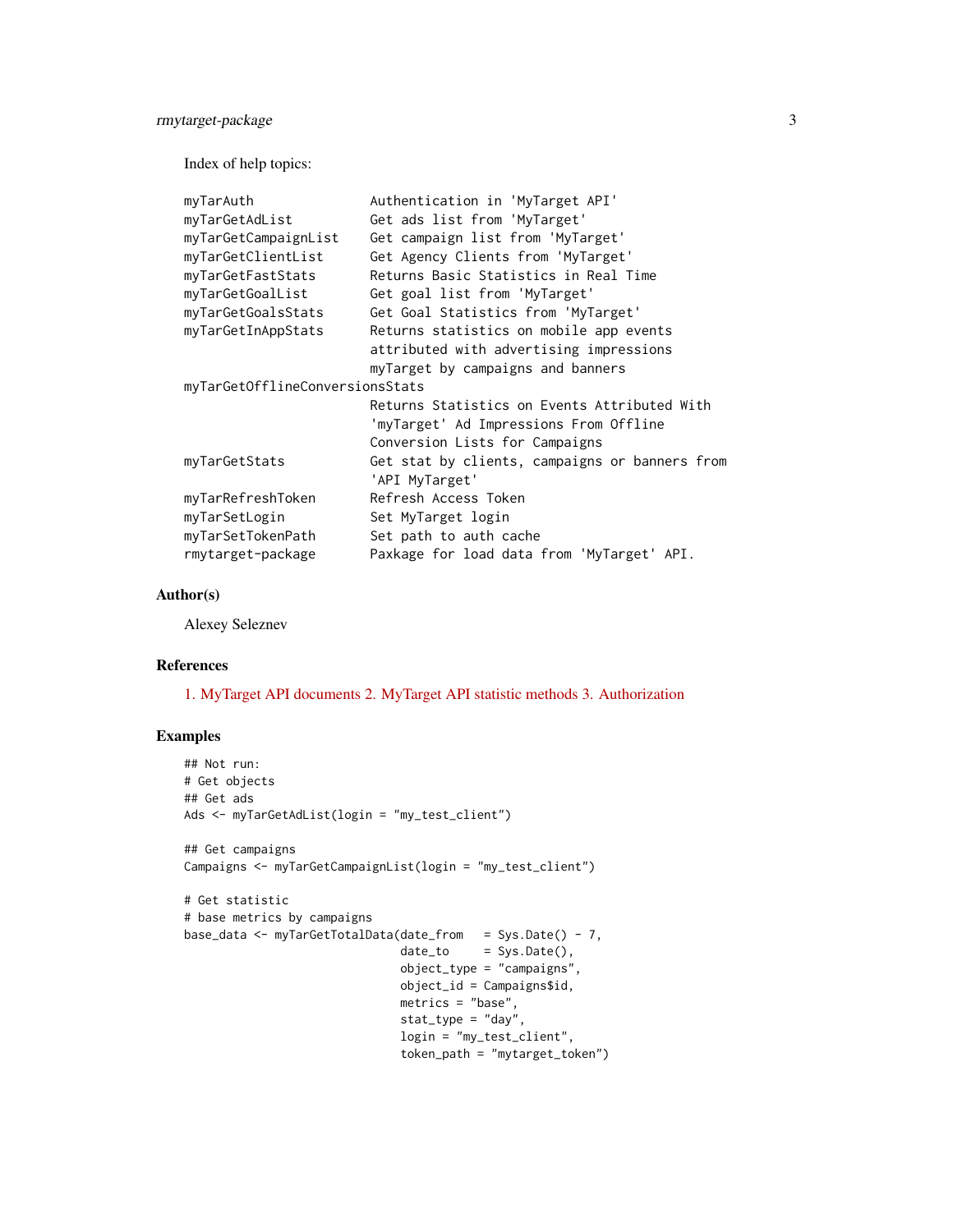Index of help topics:

```
myTarAuth               Authentication in 'MyTarget API'
myTarGetAdList          Get ads list from 'MyTarget'
myTarGetCampaignList    Get campaign list from 'MyTarget'
myTarGetClientList      Get Agency Clients from 'MyTarget'
myTarGetFastStats       Returns Basic Statistics in Real Time
myTarGetGoalList        Get goal list from 'MyTarget'
myTarGetGoalsStats      Get Goal Statistics from 'MyTarget'
myTarGetInAppStats      Returns statistics on mobile app events
                        attributed with advertising impressions
                        myTarget by campaigns and banners
myTarGetOfflineConversionsStats
                        Returns Statistics on Events Attributed With
                        'myTarget' Ad Impressions From Offline
                        Conversion Lists for Campaigns
myTarGetStats           Get stat by clients, campaigns or banners from
                        'API MyTarget'
myTarRefreshToken       Refresh Access Token
myTarSetLogin           Set MyTarget login
myTarSetTokenPath       Set path to auth cache
rmytarget-package       Paxkage for load data from 'MyTarget' API.
```

## Author(s)

Alexey Seleznev

## References

1. MyTarget API documents 2. MyTarget API statistic methods 3. Authorization

## Examples

```
## Not run:
# Get objects
## Get ads
Ads <- myTarGetAdList(login = "my_test_client")

## Get campaigns
Campaigns <- myTarGetCampaignList(login = "my_test_client")

# Get statistic
# base metrics by campaigns
base_data <- myTarGetTotalData(date_from   = Sys.Date() - 7,
                               date_to     = Sys.Date(),
                               object_type = "campaigns",
                               object_id = Campaigns$id,
                               metrics = "base",
                               stat_type = "day",
                               login = "my_test_client",
                               token_path = "mytarget_token")
```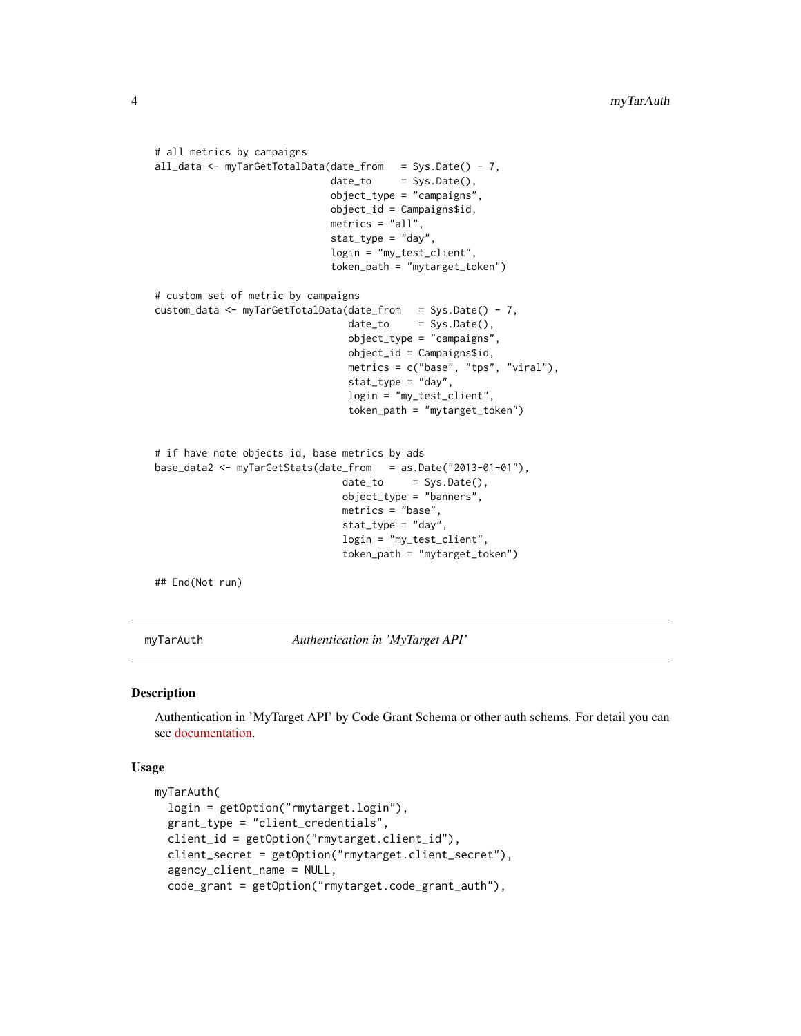```
# all metrics by campaigns
all_data <- myTarGetTotalData(date_from   = Sys.Date() - 7,
                              date_to     = Sys.Date(),
                              object_type = "campaigns",
                              object_id = Campaigns$id,
                              metrics = "all",
                              stat_type = "day",
                              login = "my_test_client",
                              token_path = "mytarget_token")

# custom set of metric by campaigns
custom_data <- myTarGetTotalData(date_from   = Sys.Date() - 7,
                                 date_to     = Sys.Date(),
                                 object_type = "campaigns",
                                 object_id = Campaigns$id,
                                 metrics = c("base", "tps", "viral"),
                                 stat_type = "day",
                                 login = "my_test_client",
                                 token_path = "mytarget_token")


# if have note objects id, base metrics by ads
base_data2 <- myTarGetStats(date_from   = as.Date("2013-01-01"),
                            date_to     = Sys.Date(),
                            object_type = "banners",
                            metrics = "base",
                            stat_type = "day",
                            login = "my_test_client",
                            token_path = "mytarget_token")

## End(Not run)
```

---

## myTarAuth — *Authentication in 'MyTarget API'*

### Description

Authentication in 'MyTarget API' by Code Grant Schema or other auth schems. For detail you can see documentation.

### Usage

```
myTarAuth(
  login = getOption("rmytarget.login"),
  grant_type = "client_credentials",
  client_id = getOption("rmytarget.client_id"),
  client_secret = getOption("rmytarget.client_secret"),
  agency_client_name = NULL,
  code_grant = getOption("rmytarget.code_grant_auth"),
```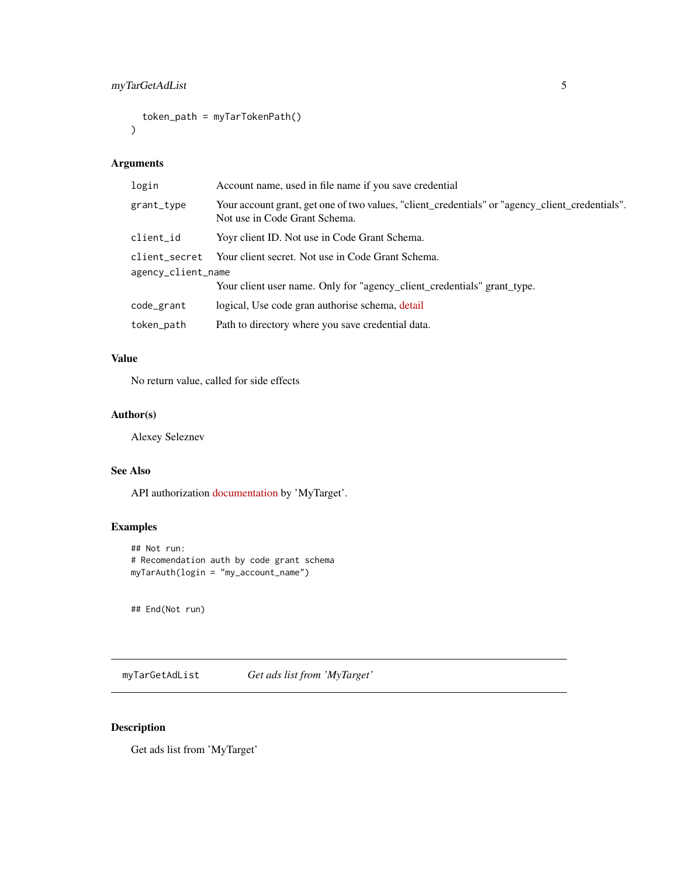```
    token_path = myTarTokenPath()
)
```

### Arguments

| | |
|---|---|
| login | Account name, used in file name if you save credential |
| grant_type | Your account grant, get one of two values, "client_credentials" or "agency_client_credentials". Not use in Code Grant Schema. |
| client_id | Yoyr client ID. Not use in Code Grant Schema. |
| client_secret | Your client secret. Not use in Code Grant Schema. |
| agency_client_name | Your client user name. Only for "agency_client_credentials" grant_type. |
| code_grant | logical, Use code gran authorise schema, detail |
| token_path | Path to directory where you save credential data. |

### Value

No return value, called for side effects

### Author(s)

Alexey Seleznev

### See Also

API authorization documentation by 'MyTarget'.

### Examples

```
## Not run:
# Recomendation auth by code grant schema
myTarAuth(login = "my_account_name")


## End(Not run)
```

---

## myTarGetAdList    *Get ads list from 'MyTarget'*

---

### Description

Get ads list from 'MyTarget'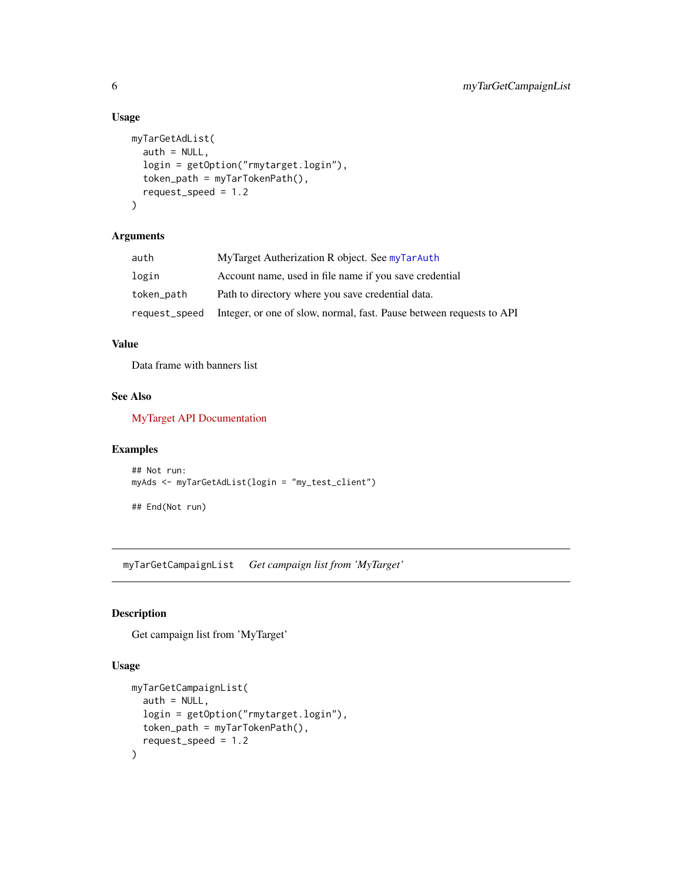### Usage

```
myTarGetAdList(
  auth = NULL,
  login = getOption("rmytarget.login"),
  token_path = myTarTokenPath(),
  request_speed = 1.2
)
```

### Arguments

| | |
|---|---|
| auth | MyTarget Autherization R object. See myTarAuth |
| login | Account name, used in file name if you save credential |
| token_path | Path to directory where you save credential data. |
| request_speed | Integer, or one of slow, normal, fast. Pause between requests to API |

### Value

Data frame with banners list

### See Also

MyTarget API Documentation

### Examples

```
## Not run:
myAds <- myTarGetAdList(login = "my_test_client")

## End(Not run)
```

---

## myTarGetCampaignList    *Get campaign list from 'MyTarget'*

---

### Description

Get campaign list from 'MyTarget'

### Usage

```
myTarGetCampaignList(
  auth = NULL,
  login = getOption("rmytarget.login"),
  token_path = myTarTokenPath(),
  request_speed = 1.2
)
```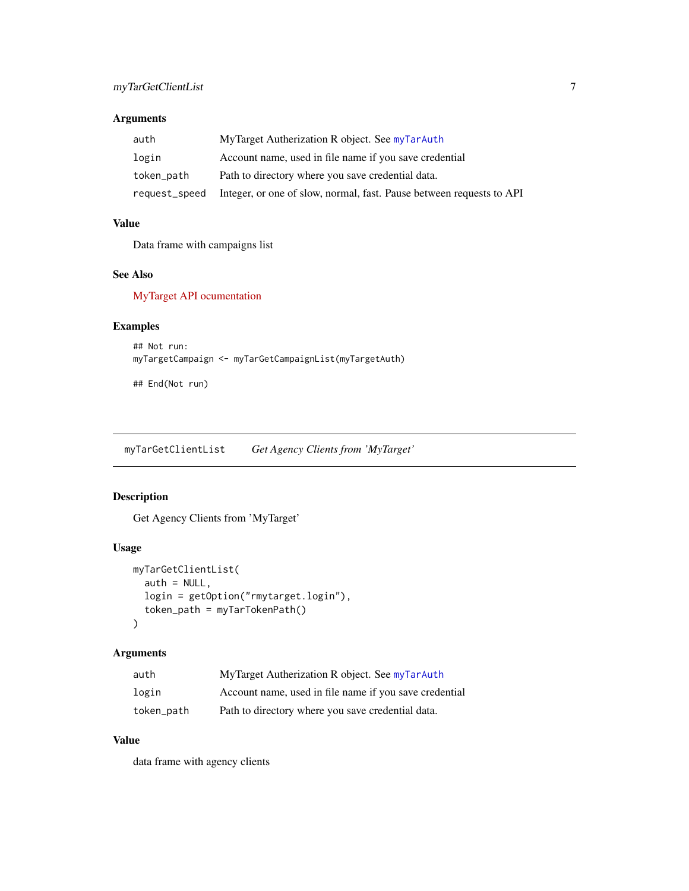### Arguments

| | |
|---|---|
| auth | MyTarget Autherization R object. See myTarAuth |
| login | Account name, used in file name if you save credential |
| token_path | Path to directory where you save credential data. |
| request_speed | Integer, or one of slow, normal, fast. Pause between requests to API |

### Value

Data frame with campaigns list

### See Also

MyTarget API ocumentation

### Examples

```
## Not run:
myTargetCampaign <- myTarGetCampaignList(myTargetAuth)

## End(Not run)
```

---

## myTarGetClientList    *Get Agency Clients from 'MyTarget'*

---

### Description

Get Agency Clients from 'MyTarget'

### Usage

```
myTarGetClientList(
  auth = NULL,
  login = getOption("rmytarget.login"),
  token_path = myTarTokenPath()
)
```

### Arguments

| | |
|---|---|
| auth | MyTarget Autherization R object. See myTarAuth |
| login | Account name, used in file name if you save credential |
| token_path | Path to directory where you save credential data. |

### Value

data frame with agency clients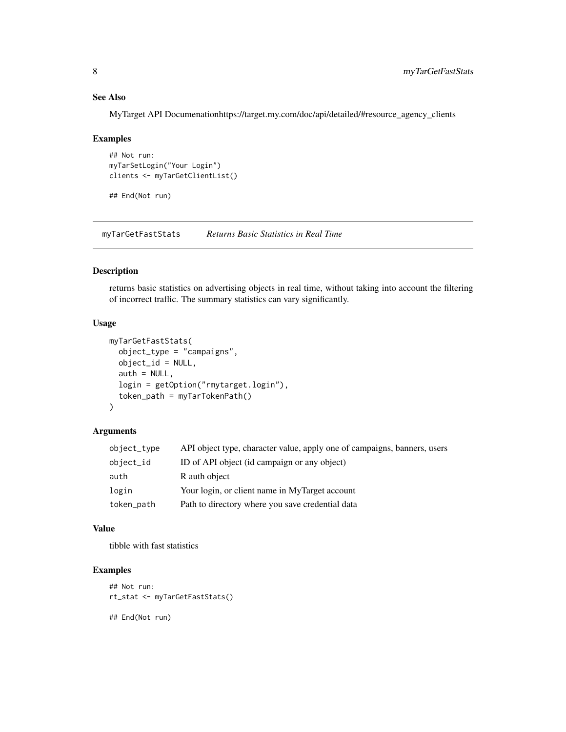### See Also

MyTarget API Documenationhttps://target.my.com/doc/api/detailed/#resource_agency_clients

### Examples

```
## Not run:
myTarSetLogin("Your Login")
clients <- myTarGetClientList()

## End(Not run)
```

---

## myTarGetFastStats *Returns Basic Statistics in Real Time*

### Description

returns basic statistics on advertising objects in real time, without taking into account the filtering of incorrect traffic. The summary statistics can vary significantly.

### Usage

```
myTarGetFastStats(
  object_type = "campaigns",
  object_id = NULL,
  auth = NULL,
  login = getOption("rmytarget.login"),
  token_path = myTarTokenPath()
)
```

### Arguments

| | |
|---|---|
| `object_type` | API object type, character value, apply one of campaigns, banners, users |
| `object_id` | ID of API object (id campaign or any object) |
| `auth` | R auth object |
| `login` | Your login, or client name in MyTarget account |
| `token_path` | Path to directory where you save credential data |

### Value

tibble with fast statistics

### Examples

```
## Not run:
rt_stat <- myTarGetFastStats()

## End(Not run)
```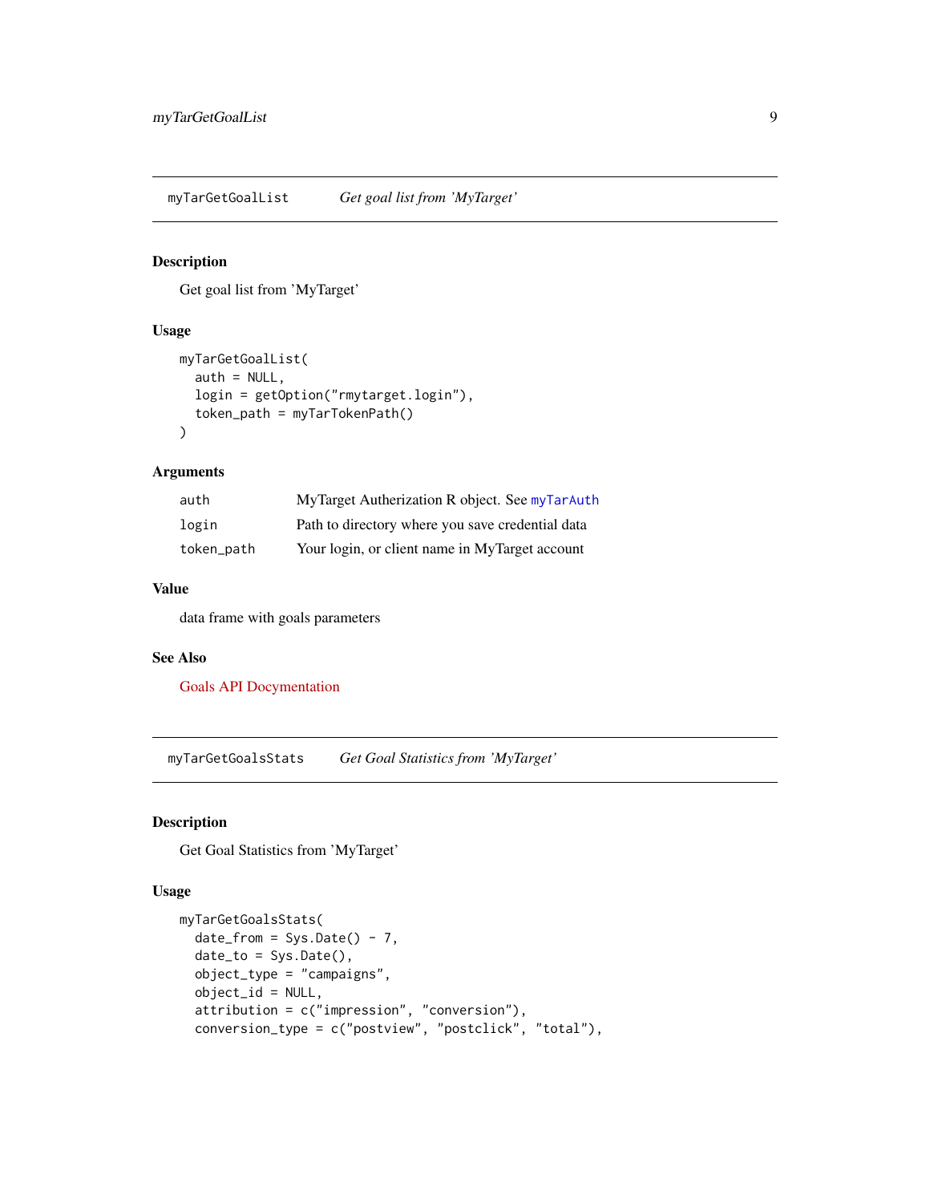## myTarGetGoalList    *Get goal list from 'MyTarget'*

### Description

Get goal list from 'MyTarget'

### Usage

```
myTarGetGoalList(
  auth = NULL,
  login = getOption("rmytarget.login"),
  token_path = myTarTokenPath()
)
```

### Arguments

| | |
|---|---|
| auth | MyTarget Autherization R object. See myTarAuth |
| login | Path to directory where you save credential data |
| token_path | Your login, or client name in MyTarget account |

### Value

data frame with goals parameters

### See Also

Goals API Docymentation

## myTarGetGoalsStats    *Get Goal Statistics from 'MyTarget'*

### Description

Get Goal Statistics from 'MyTarget'

### Usage

```
myTarGetGoalsStats(
  date_from = Sys.Date() - 7,
  date_to = Sys.Date(),
  object_type = "campaigns",
  object_id = NULL,
  attribution = c("impression", "conversion"),
  conversion_type = c("postview", "postclick", "total"),
```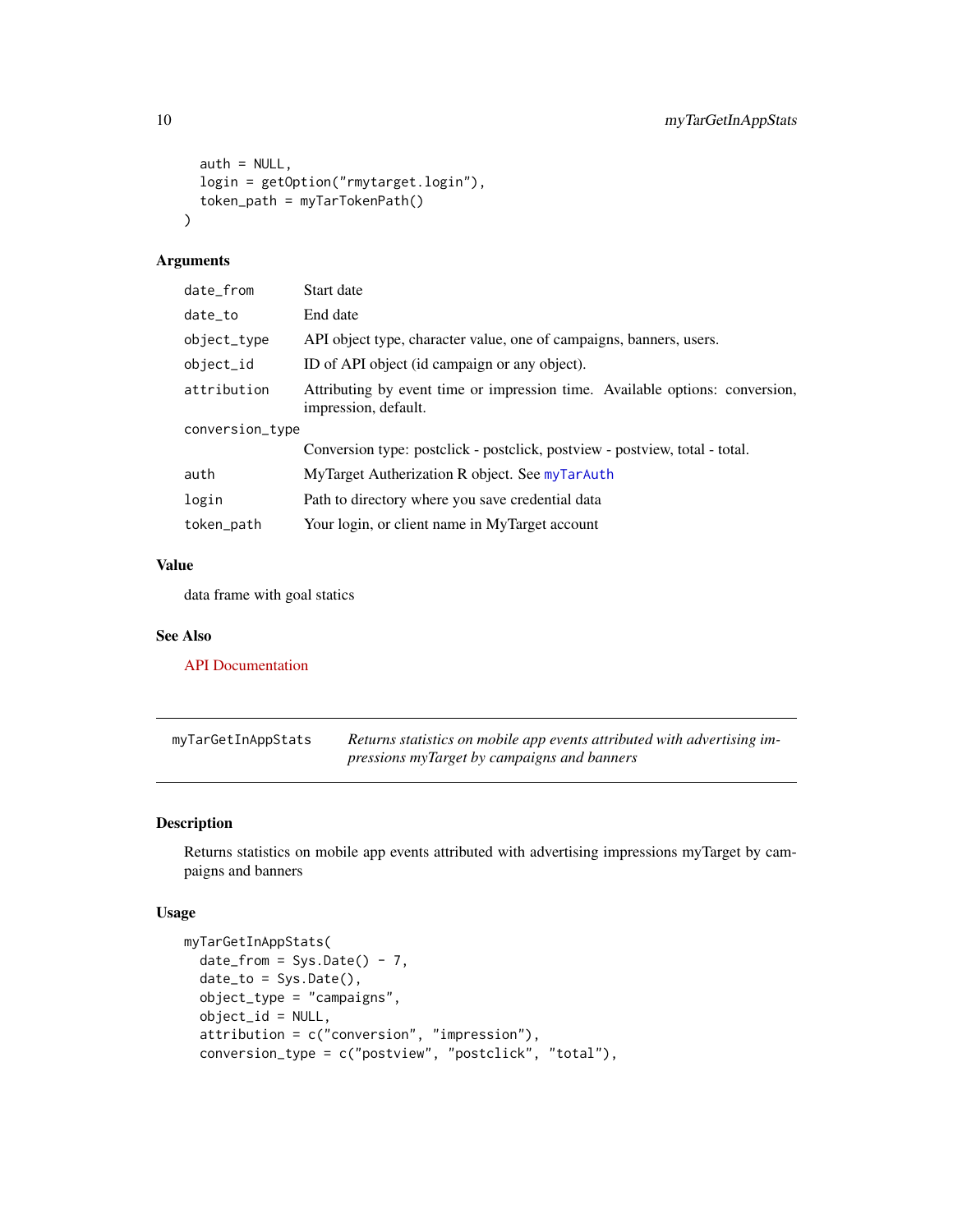```
  auth = NULL,
  login = getOption("rmytarget.login"),
  token_path = myTarTokenPath()
)
```

### Arguments

| | |
|---|---|
| `date_from` | Start date |
| `date_to` | End date |
| `object_type` | API object type, character value, one of campaigns, banners, users. |
| `object_id` | ID of API object (id campaign or any object). |
| `attribution` | Attributing by event time or impression time. Available options: conversion, impression, default. |
| `conversion_type` | Conversion type: postclick - postclick, postview - postview, total - total. |
| `auth` | MyTarget Autherization R object. See `myTarAuth` |
| `login` | Path to directory where you save credential data |
| `token_path` | Your login, or client name in MyTarget account |

### Value

data frame with goal statics

### See Also

API Documentation

---

## `myTarGetInAppStats` *Returns statistics on mobile app events attributed with advertising impressions myTarget by campaigns and banners*

---

### Description

Returns statistics on mobile app events attributed with advertising impressions myTarget by campaigns and banners

### Usage

```
myTarGetInAppStats(
  date_from = Sys.Date() - 7,
  date_to = Sys.Date(),
  object_type = "campaigns",
  object_id = NULL,
  attribution = c("conversion", "impression"),
  conversion_type = c("postview", "postclick", "total"),
```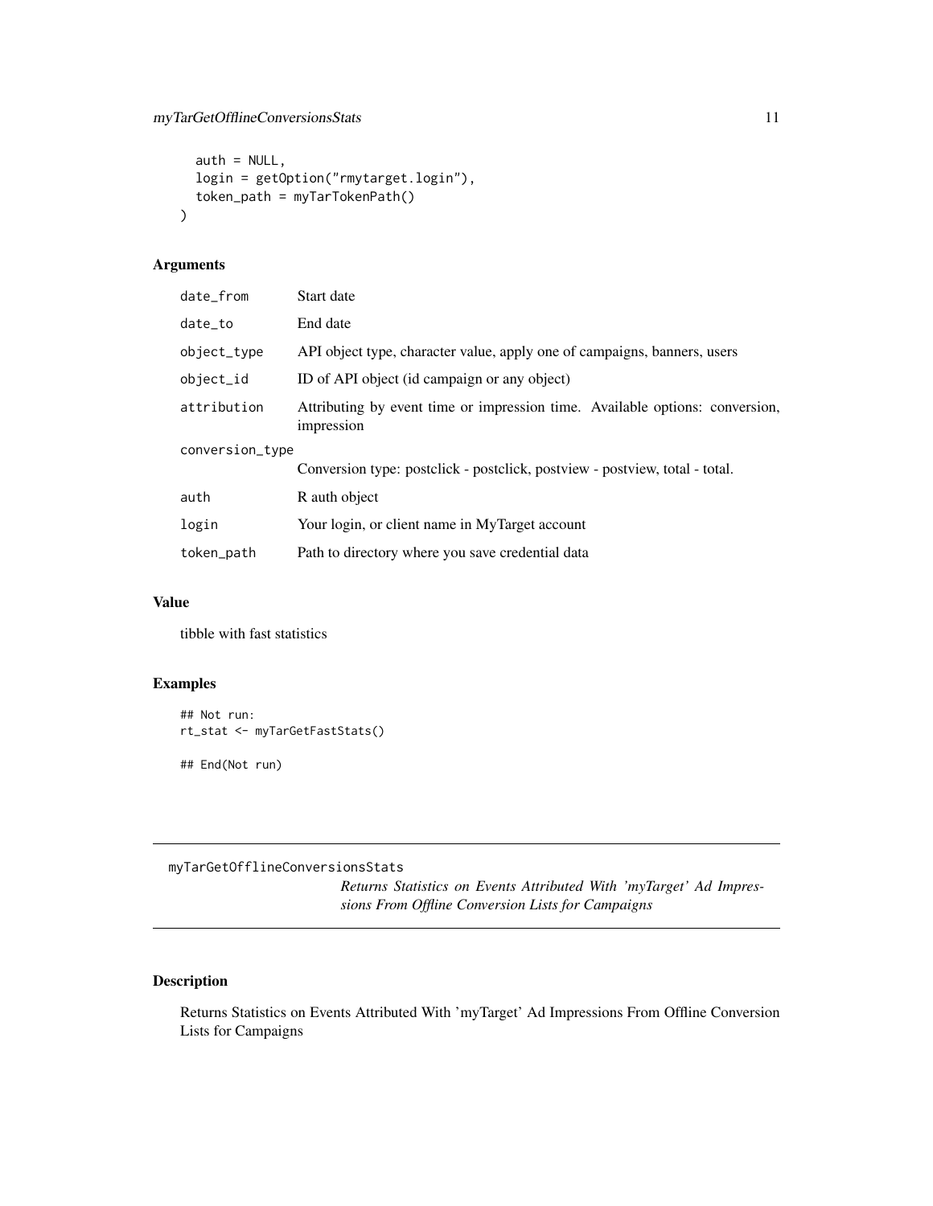```
  auth = NULL,
  login = getOption("rmytarget.login"),
  token_path = myTarTokenPath()
)
```

### Arguments

| | |
|---|---|
| date_from | Start date |
| date_to | End date |
| object_type | API object type, character value, apply one of campaigns, banners, users |
| object_id | ID of API object (id campaign or any object) |
| attribution | Attributing by event time or impression time. Available options: conversion, impression |
| conversion_type | Conversion type: postclick - postclick, postview - postview, total - total. |
| auth | R auth object |
| login | Your login, or client name in MyTarget account |
| token_path | Path to directory where you save credential data |

### Value

tibble with fast statistics

### Examples

```
## Not run:
rt_stat <- myTarGetFastStats()

## End(Not run)
```

---

## myTarGetOfflineConversionsStats

*Returns Statistics on Events Attributed With 'myTarget' Ad Impressions From Offline Conversion Lists for Campaigns*

---

### Description

Returns Statistics on Events Attributed With 'myTarget' Ad Impressions From Offline Conversion Lists for Campaigns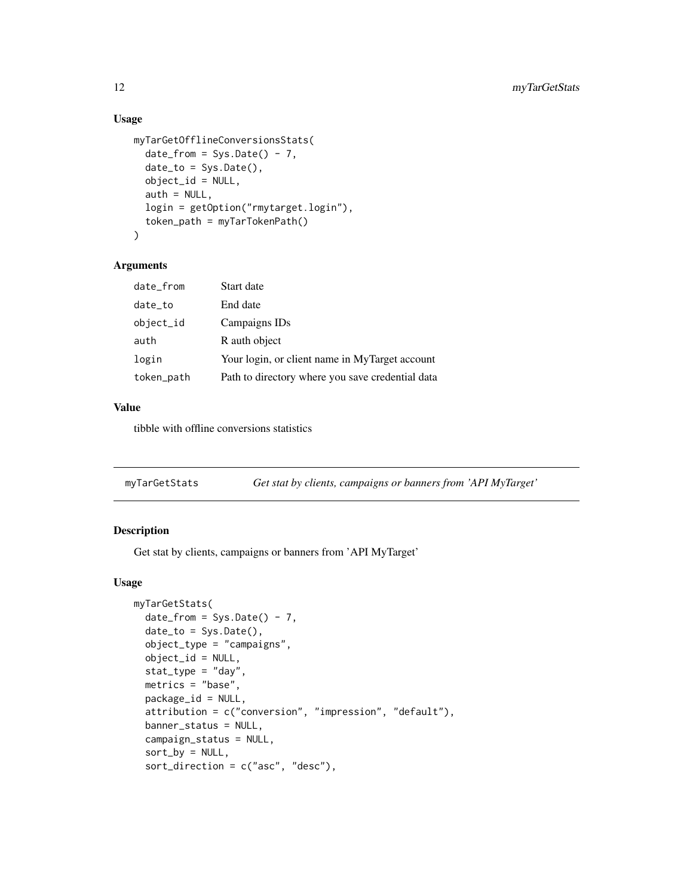### Usage

```
myTarGetOfflineConversionsStats(
  date_from = Sys.Date() - 7,
  date_to = Sys.Date(),
  object_id = NULL,
  auth = NULL,
  login = getOption("rmytarget.login"),
  token_path = myTarTokenPath()
)
```

### Arguments

| | |
|---|---|
| date_from | Start date |
| date_to | End date |
| object_id | Campaigns IDs |
| auth | R auth object |
| login | Your login, or client name in MyTarget account |
| token_path | Path to directory where you save credential data |

### Value

tibble with offline conversions statistics

---

## myTarGetStats *Get stat by clients, campaigns or banners from 'API MyTarget'*

---

### Description

Get stat by clients, campaigns or banners from 'API MyTarget'

### Usage

```
myTarGetStats(
  date_from = Sys.Date() - 7,
  date_to = Sys.Date(),
  object_type = "campaigns",
  object_id = NULL,
  stat_type = "day",
  metrics = "base",
  package_id = NULL,
  attribution = c("conversion", "impression", "default"),
  banner_status = NULL,
  campaign_status = NULL,
  sort_by = NULL,
  sort_direction = c("asc", "desc"),
```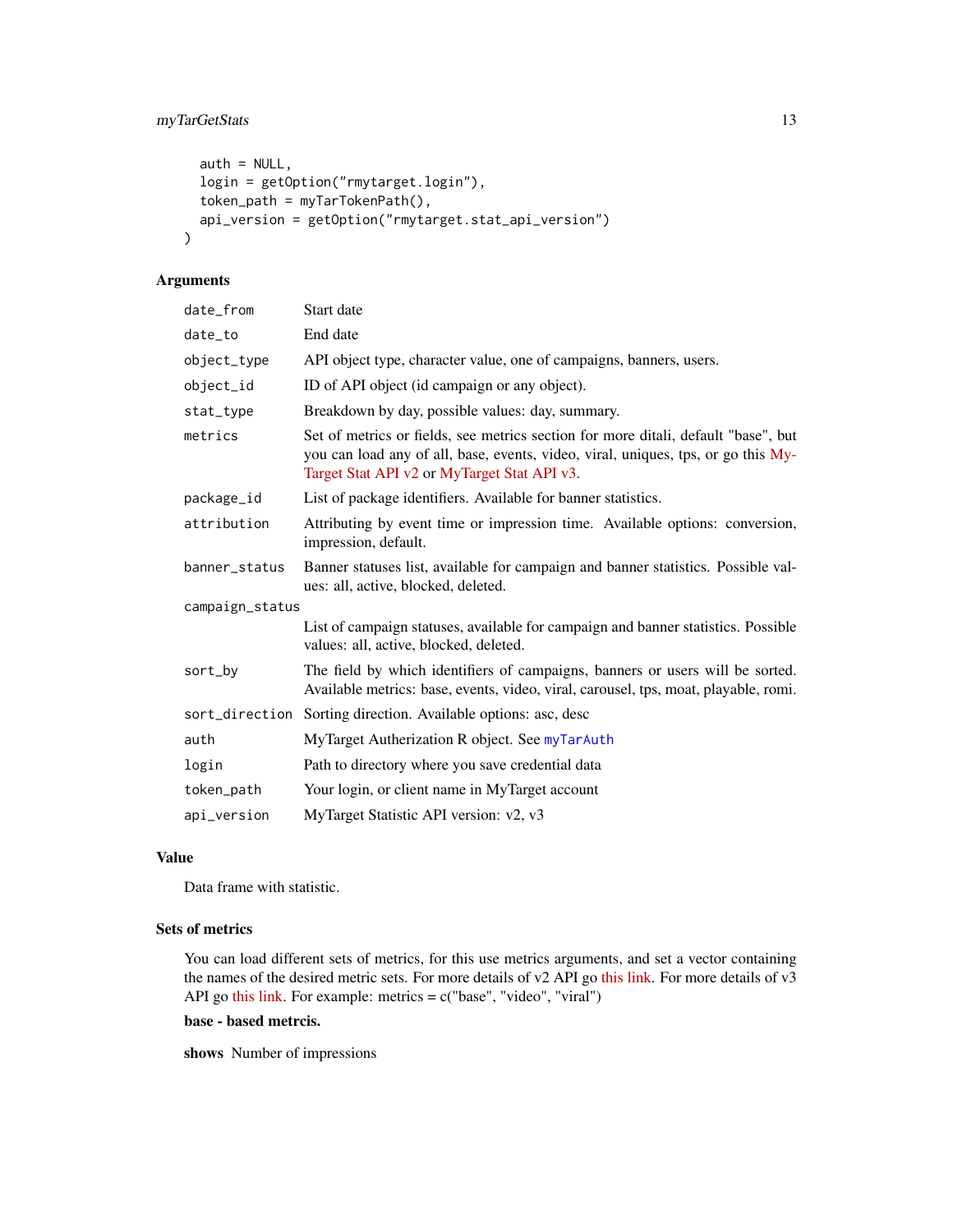```
  auth = NULL,
  login = getOption("rmytarget.login"),
  token_path = myTarTokenPath(),
  api_version = getOption("rmytarget.stat_api_version")
)
```

## Arguments

| | |
|---|---|
| date_from | Start date |
| date_to | End date |
| object_type | API object type, character value, one of campaigns, banners, users. |
| object_id | ID of API object (id campaign or any object). |
| stat_type | Breakdown by day, possible values: day, summary. |
| metrics | Set of metrics or fields, see metrics section for more ditali, default "base", but you can load any of all, base, events, video, viral, uniques, tps, or go this MyTarget Stat API v2 or MyTarget Stat API v3. |
| package_id | List of package identifiers. Available for banner statistics. |
| attribution | Attributing by event time or impression time. Available options: conversion, impression, default. |
| banner_status | Banner statuses list, available for campaign and banner statistics. Possible values: all, active, blocked, deleted. |
| campaign_status | List of campaign statuses, available for campaign and banner statistics. Possible values: all, active, blocked, deleted. |
| sort_by | The field by which identifiers of campaigns, banners or users will be sorted. Available metrics: base, events, video, viral, carousel, tps, moat, playable, romi. |
| sort_direction | Sorting direction. Available options: asc, desc |
| auth | MyTarget Autherization R object. See myTarAuth |
| login | Path to directory where you save credential data |
| token_path | Your login, or client name in MyTarget account |
| api_version | MyTarget Statistic API version: v2, v3 |

## Value

Data frame with statistic.

## Sets of metrics

You can load different sets of metrics, for this use metrics arguments, and set a vector containing the names of the desired metric sets. For more details of v2 API go this link. For more details of v3 API go this link. For example: metrics = c("base", "video", "viral")

**base - based metrcis.**

**shows** Number of impressions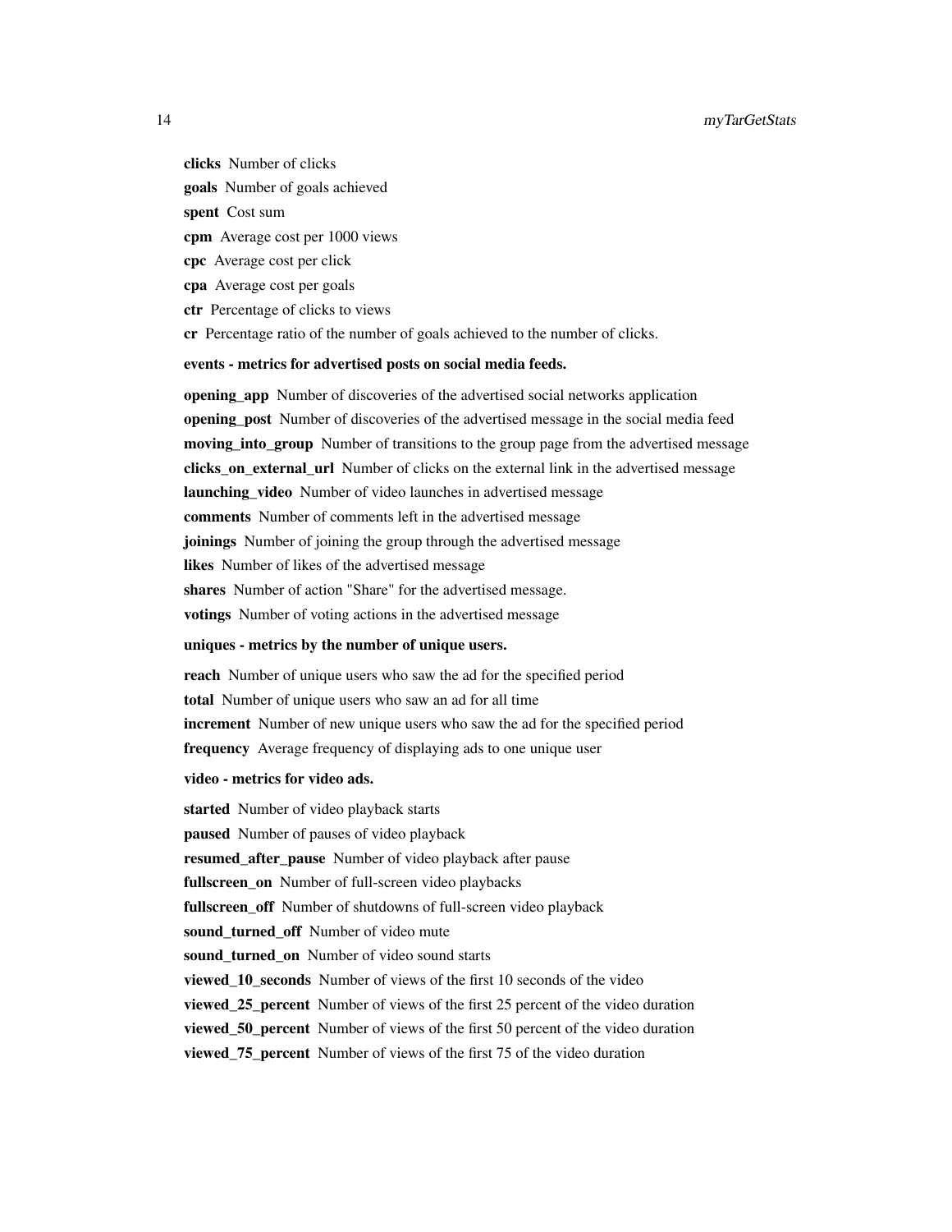**clicks** Number of clicks

**goals** Number of goals achieved

**spent** Cost sum

**cpm** Average cost per 1000 views

**cpc** Average cost per click

**cpa** Average cost per goals

**ctr** Percentage of clicks to views

**cr** Percentage ratio of the number of goals achieved to the number of clicks.

**events - metrics for advertised posts on social media feeds.**

**opening_app** Number of discoveries of the advertised social networks application

**opening_post** Number of discoveries of the advertised message in the social media feed

**moving_into_group** Number of transitions to the group page from the advertised message

**clicks_on_external_url** Number of clicks on the external link in the advertised message

**launching_video** Number of video launches in advertised message

**comments** Number of comments left in the advertised message

**joinings** Number of joining the group through the advertised message

**likes** Number of likes of the advertised message

**shares** Number of action "Share" for the advertised message.

**votings** Number of voting actions in the advertised message

**uniques - metrics by the number of unique users.**

**reach** Number of unique users who saw the ad for the specified period

**total** Number of unique users who saw an ad for all time

**increment** Number of new unique users who saw the ad for the specified period

**frequency** Average frequency of displaying ads to one unique user

**video - metrics for video ads.**

**started** Number of video playback starts

**paused** Number of pauses of video playback

**resumed_after_pause** Number of video playback after pause

**fullscreen_on** Number of full-screen video playbacks

**fullscreen_off** Number of shutdowns of full-screen video playback

**sound_turned_off** Number of video mute

**sound_turned_on** Number of video sound starts

**viewed_10_seconds** Number of views of the first 10 seconds of the video

**viewed_25_percent** Number of views of the first 25 percent of the video duration

**viewed_50_percent** Number of views of the first 50 percent of the video duration

**viewed_75_percent** Number of views of the first 75 of the video duration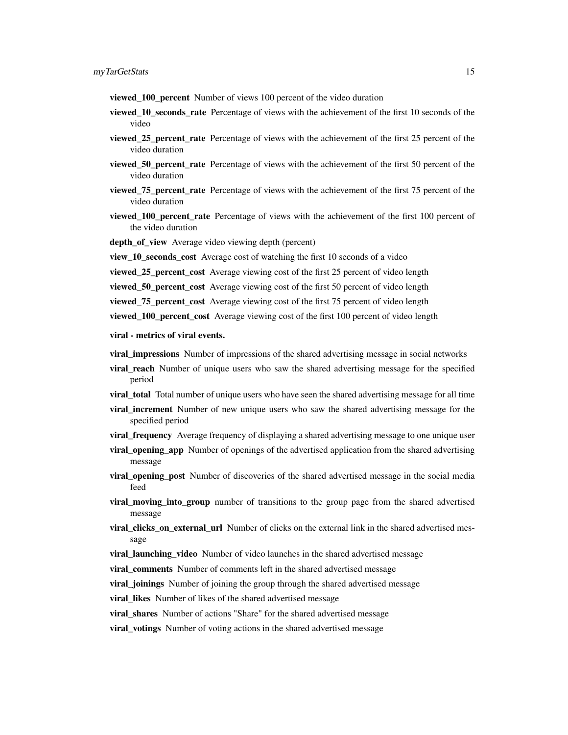**viewed_100_percent** Number of views 100 percent of the video duration

**viewed_10_seconds_rate** Percentage of views with the achievement of the first 10 seconds of the video

**viewed_25_percent_rate** Percentage of views with the achievement of the first 25 percent of the video duration

**viewed_50_percent_rate** Percentage of views with the achievement of the first 50 percent of the video duration

**viewed_75_percent_rate** Percentage of views with the achievement of the first 75 percent of the video duration

**viewed_100_percent_rate** Percentage of views with the achievement of the first 100 percent of the video duration

**depth_of_view** Average video viewing depth (percent)

**view_10_seconds_cost** Average cost of watching the first 10 seconds of a video

**viewed_25_percent_cost** Average viewing cost of the first 25 percent of video length

**viewed_50_percent_cost** Average viewing cost of the first 50 percent of video length

**viewed_75_percent_cost** Average viewing cost of the first 75 percent of video length

**viewed_100_percent_cost** Average viewing cost of the first 100 percent of video length

**viral - metrics of viral events.**

**viral_impressions** Number of impressions of the shared advertising message in social networks

**viral_reach** Number of unique users who saw the shared advertising message for the specified period

**viral_total** Total number of unique users who have seen the shared advertising message for all time

**viral_increment** Number of new unique users who saw the shared advertising message for the specified period

**viral_frequency** Average frequency of displaying a shared advertising message to one unique user

**viral_opening_app** Number of openings of the advertised application from the shared advertising message

**viral_opening_post** Number of discoveries of the shared advertised message in the social media feed

**viral_moving_into_group** number of transitions to the group page from the shared advertised message

**viral_clicks_on_external_url** Number of clicks on the external link in the shared advertised message

**viral_launching_video** Number of video launches in the shared advertised message

**viral_comments** Number of comments left in the shared advertised message

**viral_joinings** Number of joining the group through the shared advertised message

**viral_likes** Number of likes of the shared advertised message

**viral_shares** Number of actions "Share" for the shared advertised message

**viral_votings** Number of voting actions in the shared advertised message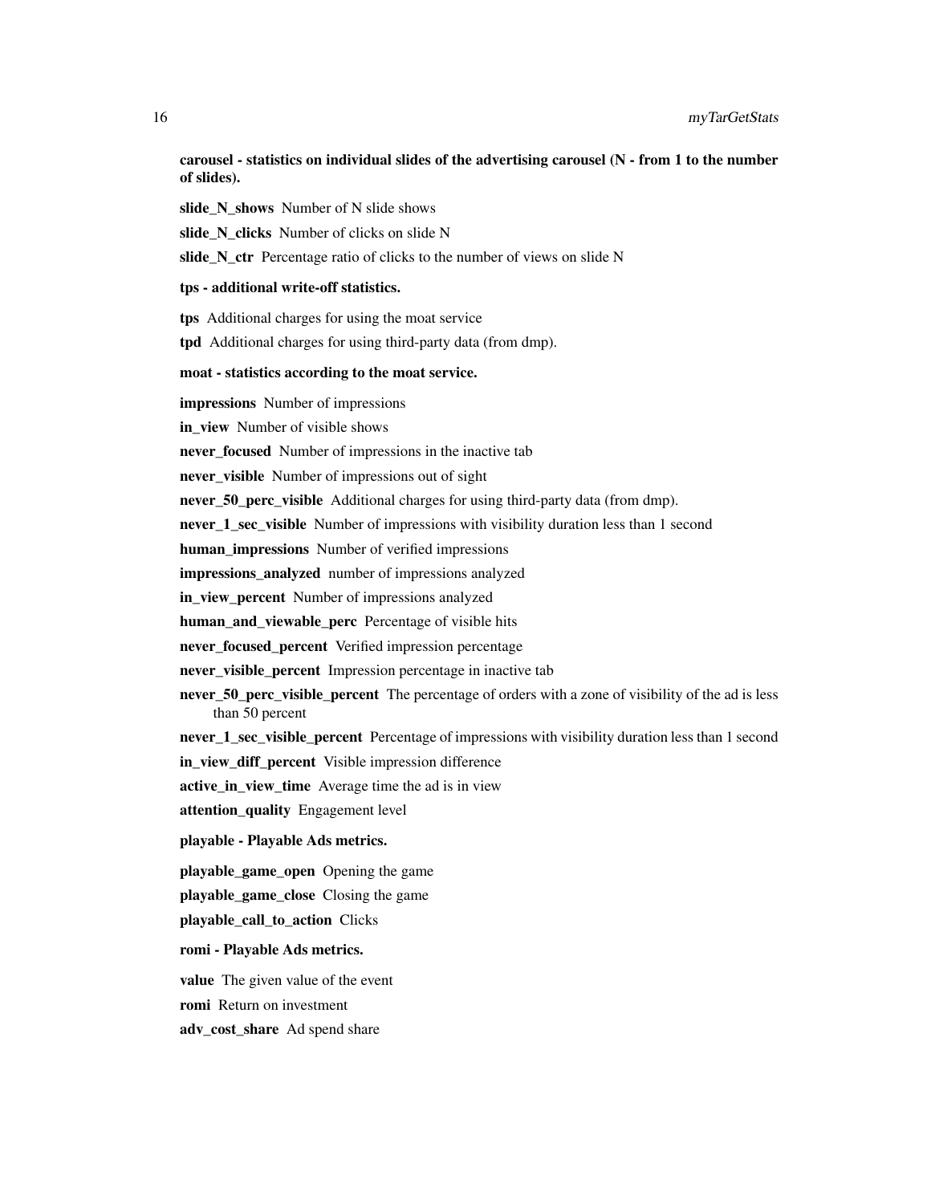**carousel - statistics on individual slides of the advertising carousel (N - from 1 to the number of slides).**

**slide_N_shows** Number of N slide shows

**slide_N_clicks** Number of clicks on slide N

**slide_N_ctr** Percentage ratio of clicks to the number of views on slide N

**tps - additional write-off statistics.**

**tps** Additional charges for using the moat service

**tpd** Additional charges for using third-party data (from dmp).

**moat - statistics according to the moat service.**

**impressions** Number of impressions

**in_view** Number of visible shows

**never_focused** Number of impressions in the inactive tab

**never_visible** Number of impressions out of sight

**never_50_perc_visible** Additional charges for using third-party data (from dmp).

**never_1_sec_visible** Number of impressions with visibility duration less than 1 second

**human_impressions** Number of verified impressions

**impressions_analyzed** number of impressions analyzed

**in_view_percent** Number of impressions analyzed

**human_and_viewable_perc** Percentage of visible hits

**never_focused_percent** Verified impression percentage

**never_visible_percent** Impression percentage in inactive tab

**never_50_perc_visible_percent** The percentage of orders with a zone of visibility of the ad is less than 50 percent

**never_1_sec_visible_percent** Percentage of impressions with visibility duration less than 1 second

**in_view_diff_percent** Visible impression difference

**active_in_view_time** Average time the ad is in view

**attention_quality** Engagement level

**playable - Playable Ads metrics.**

**playable_game_open** Opening the game

**playable_game_close** Closing the game

**playable_call_to_action** Clicks

**romi - Playable Ads metrics.**

**value** The given value of the event

**romi** Return on investment

**adv_cost_share** Ad spend share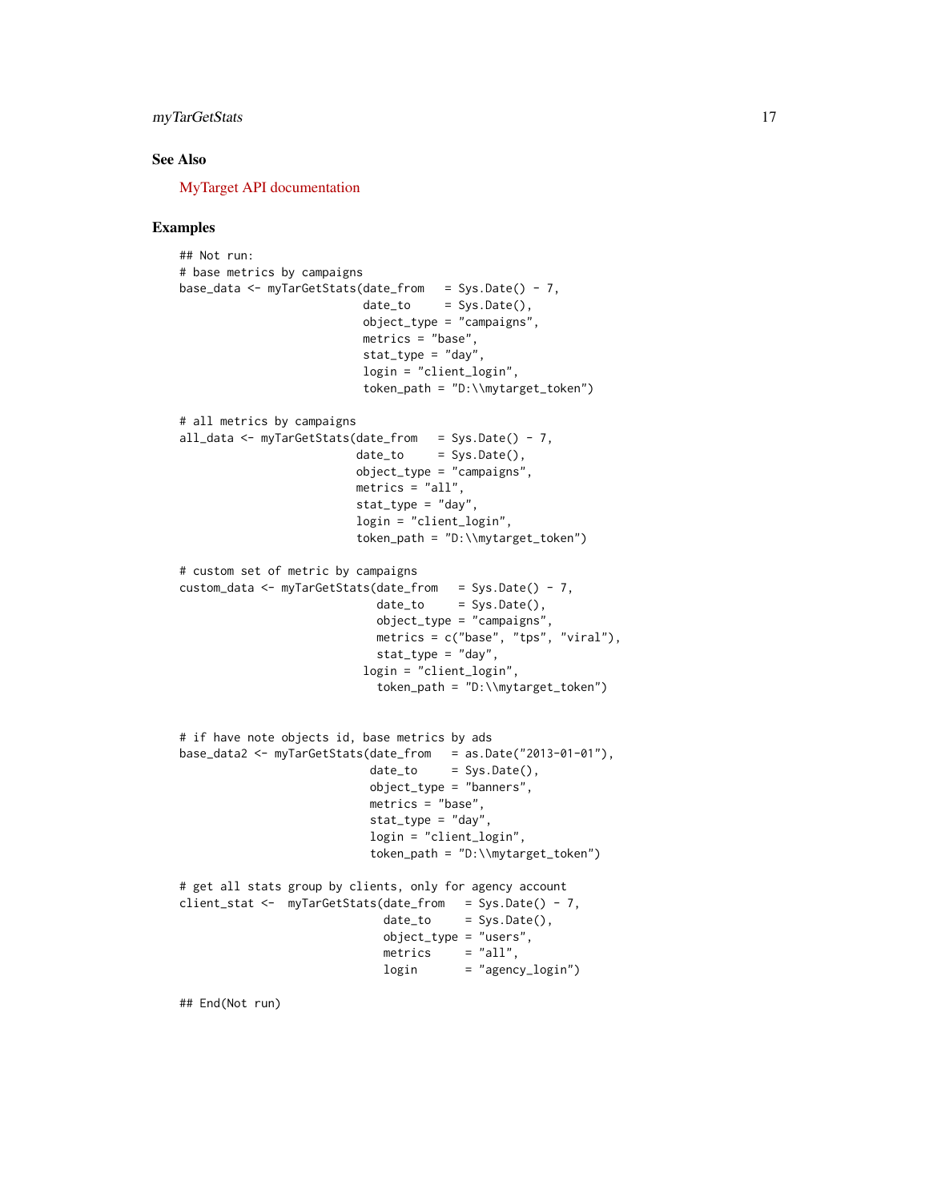## See Also

MyTarget API documentation

## Examples

```
## Not run:
# base metrics by campaigns
base_data <- myTarGetStats(date_from   = Sys.Date() - 7,
                           date_to     = Sys.Date(),
                           object_type = "campaigns",
                           metrics = "base",
                           stat_type = "day",
                           login = "client_login",
                           token_path = "D:\\mytarget_token")

# all metrics by campaigns
all_data <- myTarGetStats(date_from   = Sys.Date() - 7,
                          date_to     = Sys.Date(),
                          object_type = "campaigns",
                          metrics = "all",
                          stat_type = "day",
                          login = "client_login",
                          token_path = "D:\\mytarget_token")

# custom set of metric by campaigns
custom_data <- myTarGetStats(date_from   = Sys.Date() - 7,
                             date_to     = Sys.Date(),
                             object_type = "campaigns",
                             metrics = c("base", "tps", "viral"),
                             stat_type = "day",
                           login = "client_login",
                             token_path = "D:\\mytarget_token")


# if have note objects id, base metrics by ads
base_data2 <- myTarGetStats(date_from   = as.Date("2013-01-01"),
                            date_to     = Sys.Date(),
                            object_type = "banners",
                            metrics = "base",
                            stat_type = "day",
                            login = "client_login",
                            token_path = "D:\\mytarget_token")

# get all stats group by clients, only for agency account
client_stat <-  myTarGetStats(date_from   = Sys.Date() - 7,
                              date_to     = Sys.Date(),
                              object_type = "users",
                              metrics     = "all",
                              login       = "agency_login")

## End(Not run)
```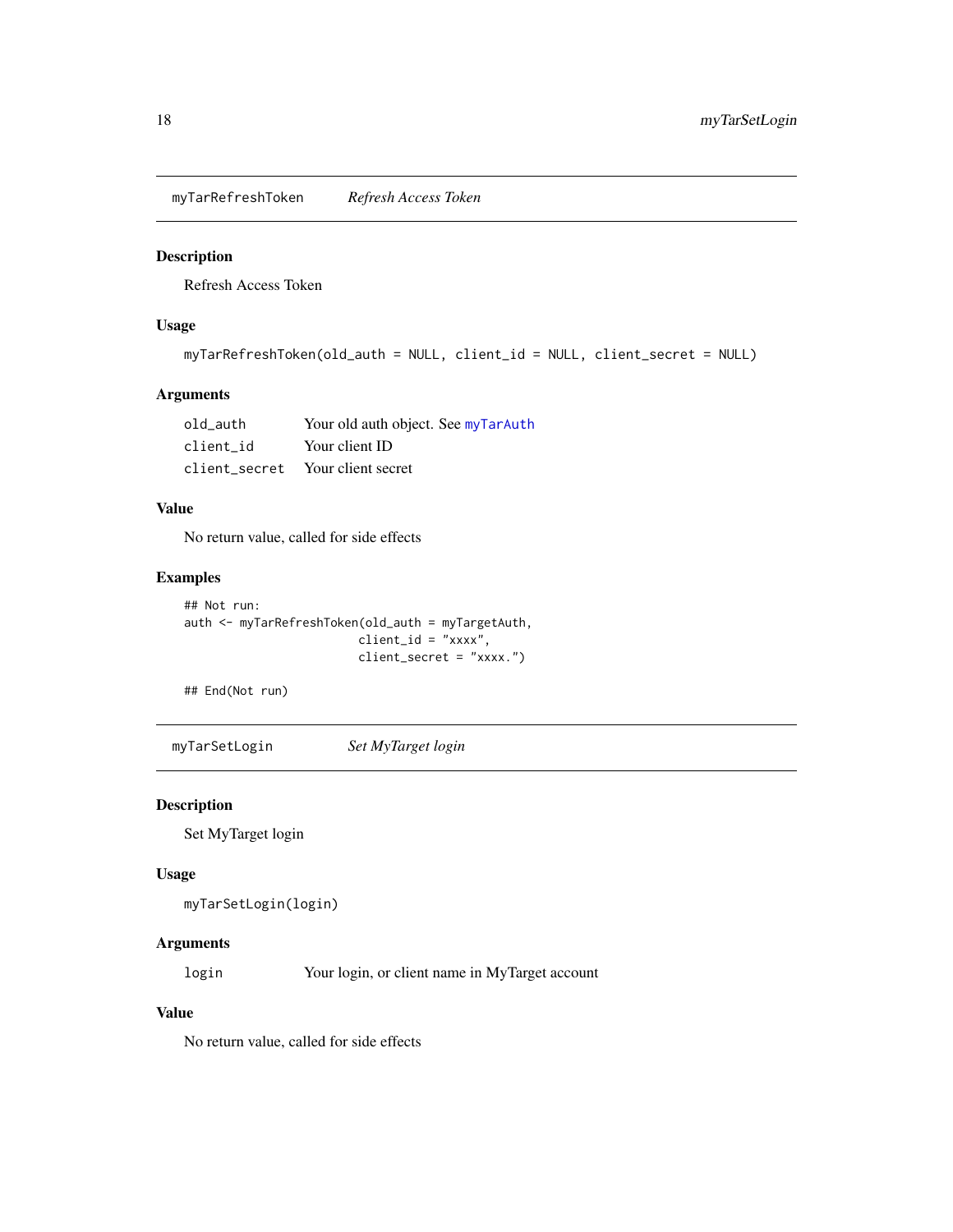## myTarRefreshToken *Refresh Access Token*

### Description

Refresh Access Token

### Usage

```
myTarRefreshToken(old_auth = NULL, client_id = NULL, client_secret = NULL)
```

### Arguments

| | |
|---|---|
| old_auth | Your old auth object. See myTarAuth |
| client_id | Your client ID |
| client_secret | Your client secret |

### Value

No return value, called for side effects

### Examples

```
## Not run:
auth <- myTarRefreshToken(old_auth = myTargetAuth,
                          client_id = "xxxx",
                          client_secret = "xxxx.")

## End(Not run)
```

## myTarSetLogin *Set MyTarget login*

### Description

Set MyTarget login

### Usage

```
myTarSetLogin(login)
```

### Arguments

| | |
|---|---|
| login | Your login, or client name in MyTarget account |

### Value

No return value, called for side effects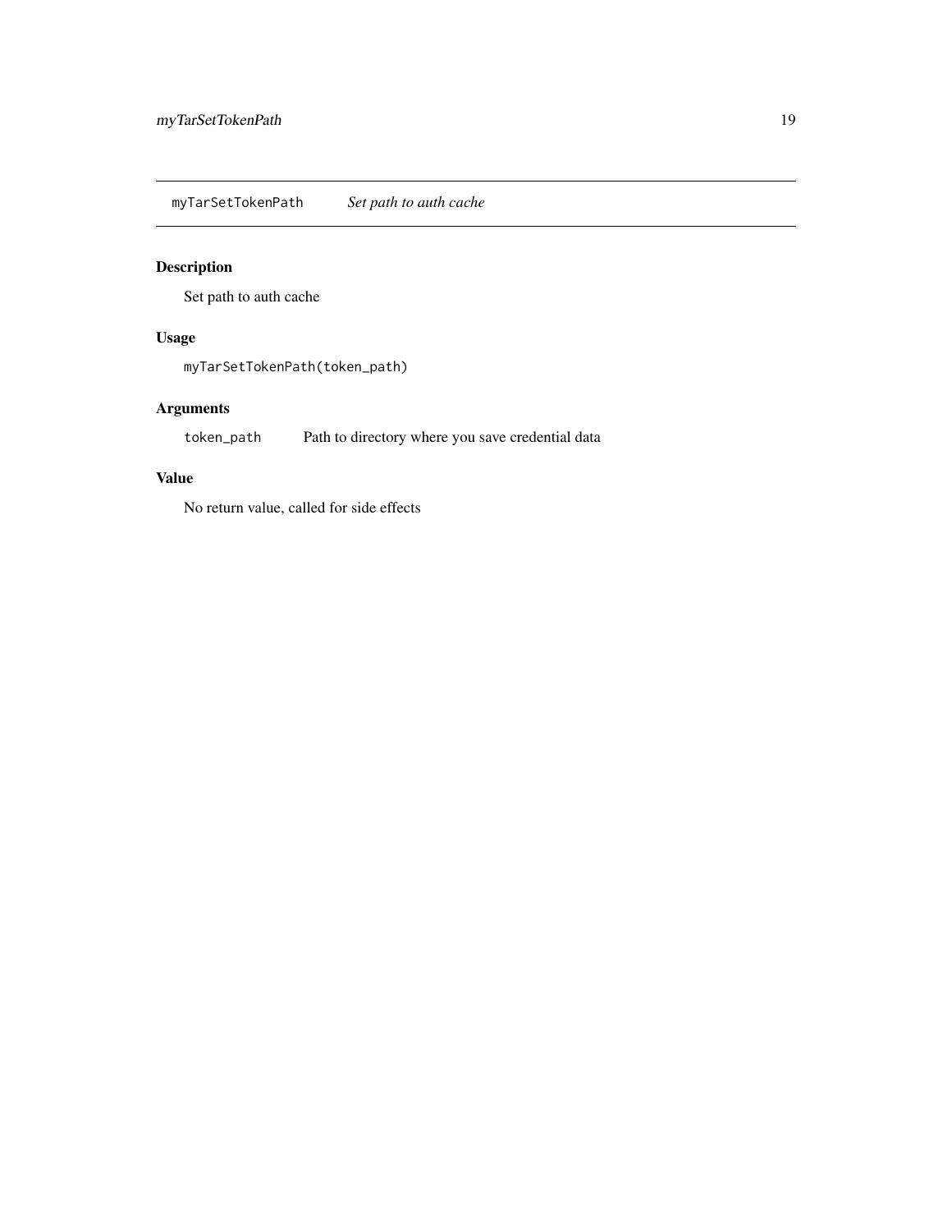## myTarSetTokenPath *Set path to auth cache*

### Description

Set path to auth cache

### Usage

```
myTarSetTokenPath(token_path)
```

### Arguments

| | |
|---|---|
| token_path | Path to directory where you save credential data |

### Value

No return value, called for side effects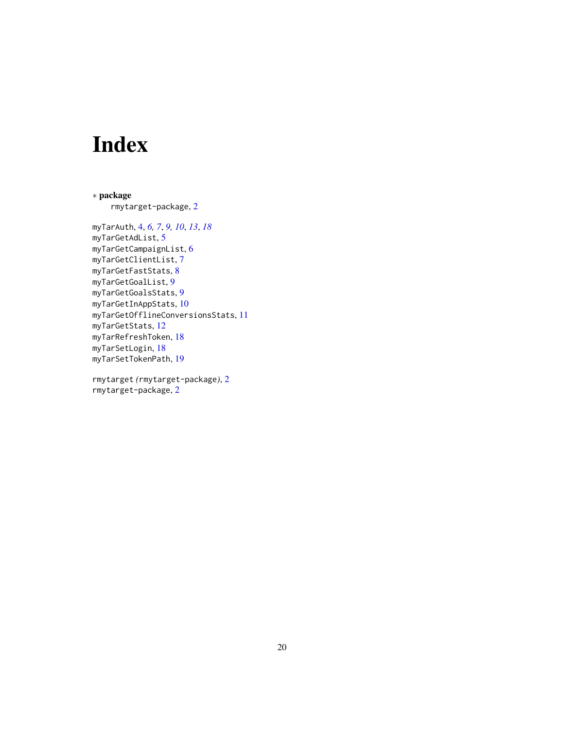# Index

∗ **package**
    rmytarget-package, 2

myTarAuth, 4, *6, 7*, *9, 10*, *13*, *18*
myTarGetAdList, 5
myTarGetCampaignList, 6
myTarGetClientList, 7
myTarGetFastStats, 8
myTarGetGoalList, 9
myTarGetGoalsStats, 9
myTarGetInAppStats, 10
myTarGetOfflineConversionsStats, 11
myTarGetStats, 12
myTarRefreshToken, 18
myTarSetLogin, 18
myTarSetTokenPath, 19

rmytarget *(*rmytarget-package*)*, 2
rmytarget-package, 2